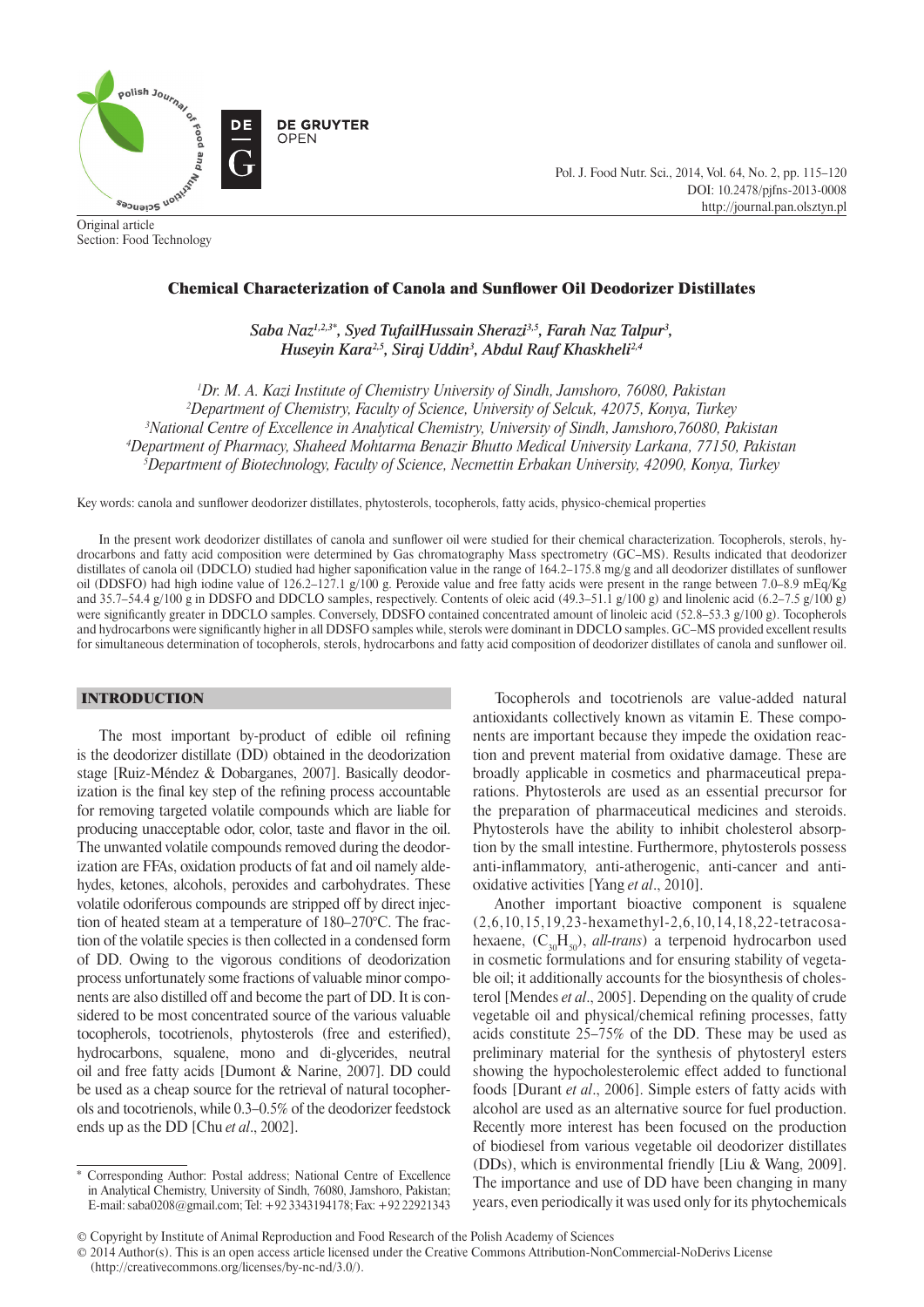Original article
Section: Food Technology

# Chemical Characterization of Canola and Sunflower Oil Deodorizer Distillates

*Saba Naz[1,2,3]\*, Syed TufailHussain Sherazi[3,5], Farah Naz Talpur[3], Huseyin Kara[2,5], Siraj Uddin[3], Abdul Rauf Khaskheli[2,4]*

[1]Dr. M. A. Kazi Institute of Chemistry University of Sindh, Jamshoro, 76080, Pakistan
[2]Department of Chemistry, Faculty of Science, University of Selcuk, 42075, Konya, Turkey
[3]National Centre of Excellence in Analytical Chemistry, University of Sindh, Jamshoro,76080, Pakistan
[4]Department of Pharmacy, Shaheed Mohtarma Benazir Bhutto Medical University Larkana, 77150, Pakistan
[5]Department of Biotechnology, Faculty of Science, Necmettin Erbakan University, 42090, Konya, Turkey

Key words: canola and sunflower deodorizer distillates, phytosterols, tocopherols, fatty acids, physico-chemical properties

In the present work deodorizer distillates of canola and sunflower oil were studied for their chemical characterization. Tocopherols, sterols, hydrocarbons and fatty acid composition were determined by Gas chromatography Mass spectrometry (GC–MS). Results indicated that deodorizer distillates of canola oil (DDCLO) studied had higher saponification value in the range of 164.2–175.8 mg/g and all deodorizer distillates of sunflower oil (DDSFO) had high iodine value of 126.2–127.1 g/100 g. Peroxide value and free fatty acids were present in the range between 7.0–8.9 mEq/Kg and 35.7–54.4 g/100 g in DDSFO and DDCLO samples, respectively. Contents of oleic acid (49.3–51.1 g/100 g) and linolenic acid (6.2–7.5 g/100 g) were significantly greater in DDCLO samples. Conversely, DDSFO contained concentrated amount of linoleic acid (52.8–53.3 g/100 g). Tocopherols and hydrocarbons were significantly higher in all DDSFO samples while, sterols were dominant in DDCLO samples. GC–MS provided excellent results for simultaneous determination of tocopherols, sterols, hydrocarbons and fatty acid composition of deodorizer distillates of canola and sunflower oil.

## INTRODUCTION

The most important by-product of edible oil refining is the deodorizer distillate (DD) obtained in the deodorization stage [Ruiz-Méndez & Dobarganes, 2007]. Basically deodorization is the final key step of the refining process accountable for removing targeted volatile compounds which are liable for producing unacceptable odor, color, taste and flavor in the oil. The unwanted volatile compounds removed during the deodorization are FFAs, oxidation products of fat and oil namely aldehydes, ketones, alcohols, peroxides and carbohydrates. These volatile odoriferous compounds are stripped off by direct injection of heated steam at a temperature of 180–270°C. The fraction of the volatile species is then collected in a condensed form of DD. Owing to the vigorous conditions of deodorization process unfortunately some fractions of valuable minor components are also distilled off and become the part of DD. It is considered to be most concentrated source of the various valuable tocopherols, tocotrienols, phytosterols (free and esterified), hydrocarbons, squalene, mono and di-glycerides, neutral oil and free fatty acids [Dumont & Narine, 2007]. DD could be used as a cheap source for the retrieval of natural tocopherols and tocotrienols, while 0.3–0.5% of the deodorizer feedstock ends up as the DD [Chu *et al*., 2002].

Tocopherols and tocotrienols are value-added natural antioxidants collectively known as vitamin E. These components are important because they impede the oxidation reaction and prevent material from oxidative damage. These are broadly applicable in cosmetics and pharmaceutical preparations. Phytosterols are used as an essential precursor for the preparation of pharmaceutical medicines and steroids. Phytosterols have the ability to inhibit cholesterol absorption by the small intestine. Furthermore, phytosterols possess anti-inflammatory, anti-atherogenic, anti-cancer and antioxidative activities [Yang *et al*., 2010].

Another important bioactive component is squalene (2,6,10,15,19,23-hexamethyl-2,6,10,14,18,22-tetracosahexaene, ($C_{30}H_{50}$), *all-trans*) a terpenoid hydrocarbon used in cosmetic formulations and for ensuring stability of vegetable oil; it additionally accounts for the biosynthesis of cholesterol [Mendes *et al*., 2005]. Depending on the quality of crude vegetable oil and physical/chemical refining processes, fatty acids constitute 25–75% of the DD. These may be used as preliminary material for the synthesis of phytosteryl esters showing the hypocholesterolemic effect added to functional foods [Durant *et al*., 2006]. Simple esters of fatty acids with alcohol are used as an alternative source for fuel production. Recently more interest has been focused on the production of biodiesel from various vegetable oil deodorizer distillates (DDs), which is environmental friendly [Liu & Wang, 2009]. The importance and use of DD have been changing in many years, even periodically it was used only for its phytochemicals

\* Corresponding Author: Postal address; National Centre of Excellence in Analytical Chemistry, University of Sindh, 76080, Jamshoro, Pakistan; E-mail: saba0208@gmail.com; Tel: +92 3343194178; Fax: +92 22921343

© Copyright by Institute of Animal Reproduction and Food Research of the Polish Academy of Sciences
© 2014 Author(s). This is an open access article licensed under the Creative Commons Attribution-NonCommercial-NoDerivs License (http://creativecommons.org/licenses/by-nc-nd/3.0/).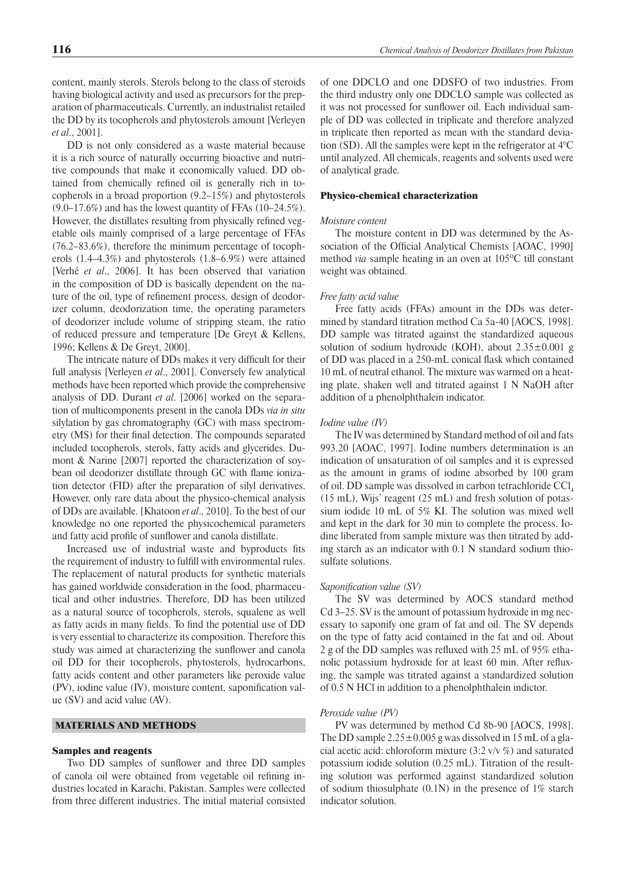content, mainly sterols. Sterols belong to the class of steroids having biological activity and used as precursors for the preparation of pharmaceuticals. Currently, an industrialist retailed the DD by its tocopherols and phytosterols amount [Verleyen *et al*., 2001].

DD is not only considered as a waste material because it is a rich source of naturally occurring bioactive and nutritive compounds that make it economically valued. DD obtained from chemically refined oil is generally rich in tocopherols in a broad proportion (9.2–15%) and phytosterols (9.0–17.6%) and has the lowest quantity of FFAs (10–24.5%). However, the distillates resulting from physically refined vegetable oils mainly comprised of a large percentage of FFAs (76.2–83.6%), therefore the minimum percentage of tocopherols (1.4–4.3%) and phytosterols (1.8–6.9%) were attained [Verhé *et al*., 2006]. It has been observed that variation in the composition of DD is basically dependent on the nature of the oil, type of refinement process, design of deodorizer column, deodorization time, the operating parameters of deodorizer include volume of stripping steam, the ratio of reduced pressure and temperature [De Greyt & Kellens, 1996; Kellens & De Greyt, 2000].

The intricate nature of DDs makes it very difficult for their full analysis [Verleyen *et al*., 2001]. Conversely few analytical methods have been reported which provide the comprehensive analysis of DD. Durant *et al*. [2006] worked on the separation of multicomponents present in the canola DDs *via in situ* silylation by gas chromatography (GC) with mass spectrometry (MS) for their final detection. The compounds separated included tocopherols, sterols, fatty acids and glycerides. Dumont & Narine [2007] reported the characterization of soybean oil deodorizer distillate through GC with flame ionization detector (FID) after the preparation of silyl derivatives. However, only rare data about the physico-chemical analysis of DDs are available. [Khatoon *et al*., 2010]. To the best of our knowledge no one reported the physicochemical parameters and fatty acid profile of sunflower and canola distillate.

Increased use of industrial waste and byproducts fits the requirement of industry to fulfill with environmental rules. The replacement of natural products for synthetic materials has gained worldwide consideration in the food, pharmaceutical and other industries. Therefore, DD has been utilized as a natural source of tocopherols, sterols, squalene as well as fatty acids in many fields. To find the potential use of DD is very essential to characterize its composition. Therefore this study was aimed at characterizing the sunflower and canola oil DD for their tocopherols, phytosterols, hydrocarbons, fatty acids content and other parameters like peroxide value (PV), iodine value (IV), moisture content, saponification value (SV) and acid value (AV).

## MATERIALS AND METHODS

### Samples and reagents

Two DD samples of sunflower and three DD samples of canola oil were obtained from vegetable oil refining industries located in Karachi, Pakistan. Samples were collected from three different industries. The initial material consisted of one DDCLO and one DDSFO of two industries. From the third industry only one DDCLO sample was collected as it was not processed for sunflower oil. Each individual sample of DD was collected in triplicate and therefore analyzed in triplicate then reported as mean with the standard deviation (SD). All the samples were kept in the refrigerator at 4°C until analyzed. All chemicals, reagents and solvents used were of analytical grade.

### Physico-chemical characterization

#### *Moisture content*

The moisture content in DD was determined by the Association of the Official Analytical Chemists [AOAC, 1990] method *via* sample heating in an oven at 105°C till constant weight was obtained.

#### *Free fatty acid value*

Free fatty acids (FFAs) amount in the DDs was determined by standard titration method Ca 5a-40 [AOCS, 1998]. DD sample was titrated against the standardized aqueous solution of sodium hydroxide (KOH), about 2.35±0.001 g of DD was placed in a 250-mL conical flask which contained 10 mL of neutral ethanol. The mixture was warmed on a heating plate, shaken well and titrated against 1 N NaOH after addition of a phenolphthalein indicator.

#### *Iodine value (IV)*

The IV was determined by Standard method of oil and fats 993.20 [AOAC, 1997]. Iodine numbers determination is an indication of unsaturation of oil samples and it is expressed as the amount in grams of iodine absorbed by 100 gram of oil. DD sample was dissolved in carbon tetrachloride $CCl_4$ (15 mL), Wijs' reagent (25 mL) and fresh solution of potassium iodide 10 mL of 5% KI. The solution was mixed well and kept in the dark for 30 min to complete the process. Iodine liberated from sample mixture was then titrated by adding starch as an indicator with 0.1 N standard sodium thiosulfate solutions.

#### *Saponification value (SV)*

The SV was determined by AOCS standard method Cd 3–25. SV is the amount of potassium hydroxide in mg necessary to saponify one gram of fat and oil. The SV depends on the type of fatty acid contained in the fat and oil. About 2 g of the DD samples was refluxed with 25 mL of 95% ethanolic potassium hydroxide for at least 60 min. After refluxing, the sample was titrated against a standardized solution of 0.5 N HCl in addition to a phenolphthalein indictor.

#### *Peroxide value (PV)*

PV was determined by method Cd 8b-90 [AOCS, 1998]. The DD sample 2.25±0.005 g was dissolved in 15 mL of a glacial acetic acid: chloroform mixture (3:2 v/v %) and saturated potassium iodide solution (0.25 mL). Titration of the resulting solution was performed against standardized solution of sodium thiosulphate (0.1N) in the presence of 1% starch indicator solution.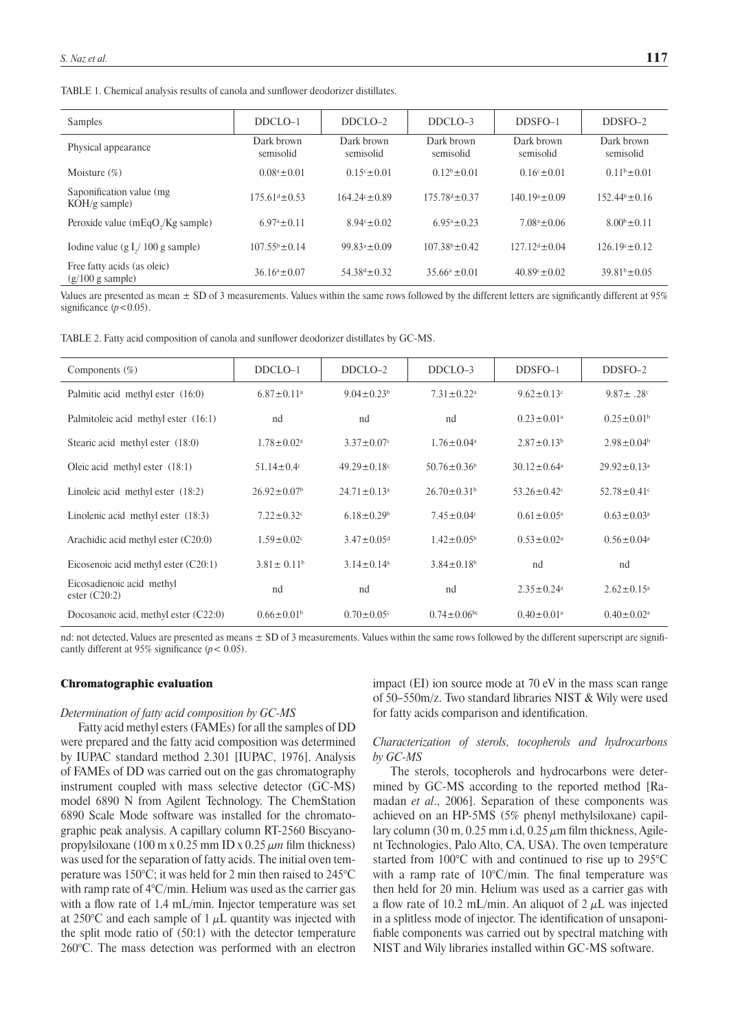TABLE 1. Chemical analysis results of canola and sunflower deodorizer distillates.

| Samples | DDCLO–1 | DDCLO–2 | DDCLO–3 | DDSFO–1 | DDSFO–2 |
|---|---|---|---|---|---|
| Physical appearance | Dark brown semisolid | Dark brown semisolid | Dark brown semisolid | Dark brown semisolid | Dark brown semisolid |
| Moisture (%) | $0.08^{a}\pm0.01$ | $0.15^{c}\pm0.01$ | $0.12^{b}\pm0.01$ | $0.16^{c}\pm0.01$ | $0.11^{b}\pm0.01$ |
| Saponification value (mg KOH/g sample) | $175.61^{d}\pm0.53$ | $164.24^{c}\pm0.89$ | $175.78^{d}\pm0.37$ | $140.19^{a}\pm0.09$ | $152.44^{b}\pm0.16$ |
| Peroxide value (mEq$O_2$/Kg sample) | $6.97^{a}\pm0.11$ | $8.94^{c}\pm0.02$ | $6.95^{a}\pm0.23$ | $7.08^{a}\pm0.06$ | $8.00^{b}\pm0.11$ |
| Iodine value (g $I_2$/ 100 g sample) | $107.55^{b}\pm0.14$ | $99.83^{a}\pm0.09$ | $107.38^{b}\pm0.42$ | $127.12^{d}\pm0.04$ | $126.19^{c}\pm0.12$ |
| Free fatty acids (as oleic) (g/100 g sample) | $36.16^{a}\pm0.07$ | $54.38^{d}\pm0.32$ | $35.66^{a}\pm0.01$ | $40.89^{c}\pm0.02$ | $39.81^{b}\pm0.05$ |

Values are presented as mean ± SD of 3 measurements. Values within the same rows followed by the different letters are significantly different at 95% significance ($p<0.05$).

TABLE 2. Fatty acid composition of canola and sunflower deodorizer distillates by GC-MS.

| Components (%) | DDCLO–1 | DDCLO–2 | DDCLO–3 | DDSFO–1 | DDSFO–2 |
|---|---|---|---|---|---|
| Palmitic acid methyl ester (16:0) | $6.87\pm0.11^{a}$ | $9.04\pm0.23^{b}$ | $7.31\pm0.22^{a}$ | $9.62\pm0.13^{c}$ | $9.87\pm.28^{c}$ |
| Palmitoleic acid methyl ester (16:1) | nd | nd | nd | $0.23\pm0.01^{a}$ | $0.25\pm0.01^{b}$ |
| Stearic acid methyl ester (18:0) | $1.78\pm0.02^{a}$ | $3.37\pm0.07^{c}$ | $1.76\pm0.04^{a}$ | $2.87\pm0.13^{b}$ | $2.98\pm0.04^{b}$ |
| Oleic acid methyl ester (18:1) | $51.14\pm0.4^{c}$ | $49.29\pm0.18^{c}$ | $50.76\pm0.36^{b}$ | $30.12\pm0.64^{a}$ | $29.92\pm0.13^{a}$ |
| Linoleic acid methyl ester (18:2) | $26.92\pm0.07^{b}$ | $24.71\pm0.13^{a}$ | $26.70\pm0.31^{b}$ | $53.26\pm0.42^{c}$ | $52.78\pm0.41^{c}$ |
| Linolenic acid methyl ester (18:3) | $7.22\pm0.32^{c}$ | $6.18\pm0.29^{b}$ | $7.45\pm0.04^{c}$ | $0.61\pm0.05^{a}$ | $0.63\pm0.03^{a}$ |
| Arachidic acid methyl ester (C20:0) | $1.59\pm0.02^{c}$ | $3.47\pm0.05^{d}$ | $1.42\pm0.05^{b}$ | $0.53\pm0.02^{a}$ | $0.56\pm0.04^{a}$ |
| Eicosenoic acid methyl ester (C20:1) | $3.81\pm0.11^{b}$ | $3.14\pm0.14^{a}$ | $3.84\pm0.18^{b}$ | nd | nd |
| Eicosadienoic acid methyl ester (C20:2) | nd | nd | nd | $2.35\pm0.24^{a}$ | $2.62\pm0.15^{a}$ |
| Docosanoic acid, methyl ester (C22:0) | $0.66\pm0.01^{b}$ | $0.70\pm0.05^{c}$ | $0.74\pm0.06^{bc}$ | $0.40\pm0.01^{a}$ | $0.40\pm0.02^{a}$ |

nd: not detected, Values are presented as means ± SD of 3 measurements. Values within the same rows followed by the different superscript are significantly different at 95% significance ($p<0.05$).

## Chromatographic evaluation

### *Determination of fatty acid composition by GC-MS*

Fatty acid methyl esters (FAMEs) for all the samples of DD were prepared and the fatty acid composition was determined by IUPAC standard method 2.301 [IUPAC, 1976]. Analysis of FAMEs of DD was carried out on the gas chromatography instrument coupled with mass selective detector (GC-MS) model 6890 N from Agilent Technology. The ChemStation 6890 Scale Mode software was installed for the chromatographic peak analysis. A capillary column RT-2560 Biscyanopropylsiloxane (100 m x 0.25 mm ID x 0.25 $\mu m$ film thickness) was used for the separation of fatty acids. The initial oven temperature was 150°C; it was held for 2 min then raised to 245°C with ramp rate of 4°C/min. Helium was used as the carrier gas with a flow rate of 1.4 mL/min. Injector temperature was set at 250°C and each sample of 1 $\mu$L quantity was injected with the split mode ratio of (50:1) with the detector temperature 260°C. The mass detection was performed with an electron impact (EI) ion source mode at 70 eV in the mass scan range of 50–550m/z. Two standard libraries NIST & Wily were used for fatty acids comparison and identification.

### *Characterization of sterols, tocopherols and hydrocarbons by GC-MS*

The sterols, tocopherols and hydrocarbons were determined by GC-MS according to the reported method [Ramadan *et al*., 2006]. Separation of these components was achieved on an HP-5MS (5% phenyl methylsiloxane) capillary column (30 m, 0.25 mm i.d, 0.25 $\mu$m film thickness, Agilent Technologies, Palo Alto, CA, USA). The oven temperature started from 100°C with and continued to rise up to 295°C with a ramp rate of 10°C/min. The final temperature was then held for 20 min. Helium was used as a carrier gas with a flow rate of 10.2 mL/min. An aliquot of 2 $\mu$L was injected in a splitless mode of injector. The identification of unsaponifiable components was carried out by spectral matching with NIST and Wily libraries installed within GC-MS software.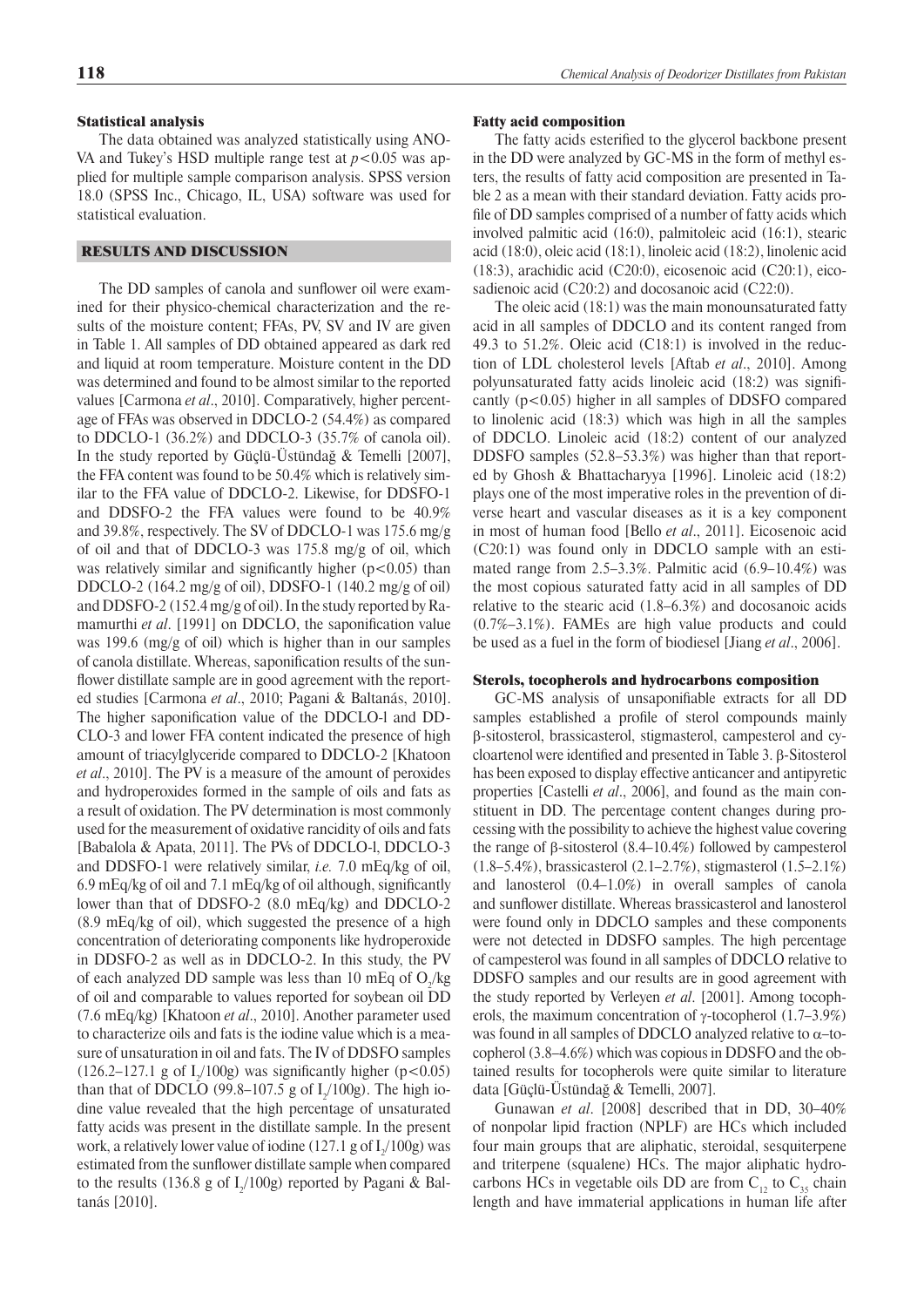### Statistical analysis

The data obtained was analyzed statistically using ANOVA and Tukey's HSD multiple range test at $p<0.05$ was applied for multiple sample comparison analysis. SPSS version 18.0 (SPSS Inc., Chicago, IL, USA) software was used for statistical evaluation.

## RESULTS AND DISCUSSION

The DD samples of canola and sunflower oil were examined for their physico-chemical characterization and the results of the moisture content; FFAs, PV, SV and IV are given in Table 1. All samples of DD obtained appeared as dark red and liquid at room temperature. Moisture content in the DD was determined and found to be almost similar to the reported values [Carmona *et al*., 2010]. Comparatively, higher percentage of FFAs was observed in DDCLO-2 (54.4%) as compared to DDCLO-1 (36.2%) and DDCLO-3 (35.7% of canola oil). In the study reported by Güçlü-Üstündağ & Temelli [2007], the FFA content was found to be 50.4% which is relatively similar to the FFA value of DDCLO-2. Likewise, for DDSFO-1 and DDSFO-2 the FFA values were found to be 40.9% and 39.8%, respectively. The SV of DDCLO-1 was 175.6 mg/g of oil and that of DDCLO-3 was 175.8 mg/g of oil, which was relatively similar and significantly higher ($p<0.05$) than DDCLO-2 (164.2 mg/g of oil), DDSFO-1 (140.2 mg/g of oil) and DDSFO-2 (152.4 mg/g of oil). In the study reported by Ramamurthi *et al*. [1991] on DDCLO, the saponification value was 199.6 (mg/g of oil) which is higher than in our samples of canola distillate. Whereas, saponification results of the sunflower distillate sample are in good agreement with the reported studies [Carmona *et al*., 2010; Pagani & Baltanás, 2010]. The higher saponification value of the DDCLO-l and DDCLO-3 and lower FFA content indicated the presence of high amount of triacylglyceride compared to DDCLO-2 [Khatoon *et al*., 2010]. The PV is a measure of the amount of peroxides and hydroperoxides formed in the sample of oils and fats as a result of oxidation. The PV determination is most commonly used for the measurement of oxidative rancidity of oils and fats [Babalola & Apata, 2011]. The PVs of DDCLO-l, DDCLO-3 and DDSFO-1 were relatively similar, *i.e.* 7.0 mEq/kg of oil, 6.9 mEq/kg of oil and 7.1 mEq/kg of oil although, significantly lower than that of DDSFO-2 (8.0 mEq/kg) and DDCLO-2 (8.9 mEq/kg of oil), which suggested the presence of a high concentration of deteriorating components like hydroperoxide in DDSFO-2 as well as in DDCLO-2. In this study, the PV of each analyzed DD sample was less than 10 mEq of $O_2$/kg of oil and comparable to values reported for soybean oil DD (7.6 mEq/kg) [Khatoon *et al*., 2010]. Another parameter used to characterize oils and fats is the iodine value which is a measure of unsaturation in oil and fats. The IV of DDSFO samples (126.2–127.1 g of $I_2$/100g) was significantly higher ($p<0.05$) than that of DDCLO (99.8–107.5 g of $I_2$/100g). The high iodine value revealed that the high percentage of unsaturated fatty acids was present in the distillate sample. In the present work, a relatively lower value of iodine (127.1 g of $I_2$/100g) was estimated from the sunflower distillate sample when compared to the results (136.8 g of $I_2$/100g) reported by Pagani & Baltanás [2010].

### Fatty acid composition

The fatty acids esterified to the glycerol backbone present in the DD were analyzed by GC-MS in the form of methyl esters, the results of fatty acid composition are presented in Table 2 as a mean with their standard deviation. Fatty acids profile of DD samples comprised of a number of fatty acids which involved palmitic acid (16:0), palmitoleic acid (16:1), stearic acid (18:0), oleic acid (18:1), linoleic acid (18:2), linolenic acid (18:3), arachidic acid (C20:0), eicosenoic acid (C20:1), eicosadienoic acid (C20:2) and docosanoic acid (C22:0).

The oleic acid (18:1) was the main monounsaturated fatty acid in all samples of DDCLO and its content ranged from 49.3 to 51.2%. Oleic acid (C18:1) is involved in the reduction of LDL cholesterol levels [Aftab *et al*., 2010]. Among polyunsaturated fatty acids linoleic acid (18:2) was significantly ($p<0.05$) higher in all samples of DDSFO compared to linolenic acid (18:3) which was high in all the samples of DDCLO. Linoleic acid (18:2) content of our analyzed DDSFO samples (52.8–53.3%) was higher than that reported by Ghosh & Bhattacharyya [1996]. Linoleic acid (18:2) plays one of the most imperative roles in the prevention of diverse heart and vascular diseases as it is a key component in most of human food [Bello *et al*., 2011]. Eicosenoic acid (C20:1) was found only in DDCLO sample with an estimated range from 2.5–3.3%. Palmitic acid (6.9–10.4%) was the most copious saturated fatty acid in all samples of DD relative to the stearic acid (1.8–6.3%) and docosanoic acids (0.7%–3.1%). FAMEs are high value products and could be used as a fuel in the form of biodiesel [Jiang *et al*., 2006].

### Sterols, tocopherols and hydrocarbons composition

GC-MS analysis of unsaponifiable extracts for all DD samples established a profile of sterol compounds mainly β-sitosterol, brassicasterol, stigmasterol, campesterol and cycloartenol were identified and presented in Table 3. β-Sitosterol has been exposed to display effective anticancer and antipyretic properties [Castelli *et al*., 2006], and found as the main constituent in DD. The percentage content changes during processing with the possibility to achieve the highest value covering the range of β-sitosterol (8.4–10.4%) followed by campesterol (1.8–5.4%), brassicasterol (2.1–2.7%), stigmasterol (1.5–2.1%) and lanosterol (0.4–1.0%) in overall samples of canola and sunflower distillate. Whereas brassicasterol and lanosterol were found only in DDCLO samples and these components were not detected in DDSFO samples. The high percentage of campesterol was found in all samples of DDCLO relative to DDSFO samples and our results are in good agreement with the study reported by Verleyen *et al*. [2001]. Among tocopherols, the maximum concentration of γ-tocopherol (1.7–3.9%) was found in all samples of DDCLO analyzed relative to α–tocopherol (3.8–4.6%) which was copious in DDSFO and the obtained results for tocopherols were quite similar to literature data [Güçlü-Üstündağ & Temelli, 2007].

Gunawan *et al*. [2008] described that in DD, 30–40% of nonpolar lipid fraction (NPLF) are HCs which included four main groups that are aliphatic, steroidal, sesquiterpene and triterpene (squalene) HCs. The major aliphatic hydrocarbons HCs in vegetable oils DD are from $C_{12}$ to $C_{35}$ chain length and have immaterial applications in human life after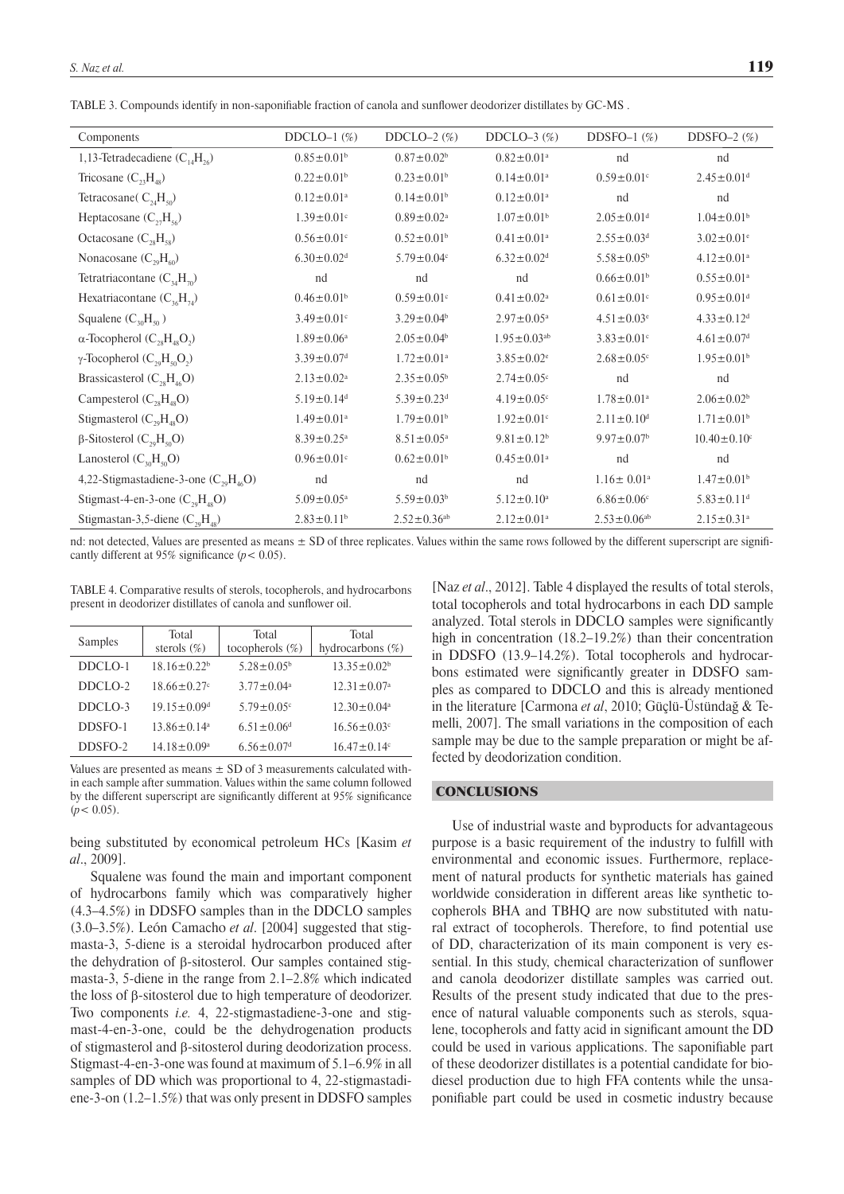TABLE 3. Compounds identify in non-saponifiable fraction of canola and sunflower deodorizer distillates by GC-MS .

| Components | DDCLO–1 (%) | DDCLO–2 (%) | DDCLO–3 (%) | DDSFO–1 (%) | DDSFO–2 (%) |
|---|---|---|---|---|---|
| 1,13-Tetradecadiene ($C_{14}H_{26}$) | $0.85 \pm 0.01^b$ | $0.87 \pm 0.02^b$ | $0.82 \pm 0.01^a$ | nd | nd |
| Tricosane ($C_{23}H_{48}$) | $0.22 \pm 0.01^b$ | $0.23 \pm 0.01^b$ | $0.14 \pm 0.01^a$ | $0.59 \pm 0.01^c$ | $2.45 \pm 0.01^d$ |
| Tetracosane( $C_{24}H_{50}$) | $0.12 \pm 0.01^a$ | $0.14 \pm 0.01^b$ | $0.12 \pm 0.01^a$ | nd | nd |
| Heptacosane ($C_{27}H_{56}$) | $1.39 \pm 0.01^c$ | $0.89 \pm 0.02^a$ | $1.07 \pm 0.01^b$ | $2.05 \pm 0.01^d$ | $1.04 \pm 0.01^b$ |
| Octacosane ($C_{28}H_{58}$) | $0.56 \pm 0.01^c$ | $0.52 \pm 0.01^b$ | $0.41 \pm 0.01^a$ | $2.55 \pm 0.03^d$ | $3.02 \pm 0.01^e$ |
| Nonacosane ($C_{29}H_{60}$) | $6.30 \pm 0.02^d$ | $5.79 \pm 0.04^c$ | $6.32 \pm 0.02^d$ | $5.58 \pm 0.05^b$ | $4.12 \pm 0.01^a$ |
| Tetratriacontane ($C_{34}H_{70}$) | nd | nd | nd | $0.66 \pm 0.01^b$ | $0.55 \pm 0.01^a$ |
| Hexatriacontane ($C_{36}H_{74}$) | $0.46 \pm 0.01^b$ | $0.59 \pm 0.01^c$ | $0.41 \pm 0.02^a$ | $0.61 \pm 0.01^c$ | $0.95 \pm 0.01^d$ |
| Squalene ($C_{30}H_{50}$ ) | $3.49 \pm 0.01^c$ | $3.29 \pm 0.04^b$ | $2.97 \pm 0.05^a$ | $4.51 \pm 0.03^e$ | $4.33 \pm 0.12^d$ |
| α-Tocopherol ($C_{28}H_{48}O_2$) | $1.89 \pm 0.06^a$ | $2.05 \pm 0.04^b$ | $1.95 \pm 0.03^{ab}$ | $3.83 \pm 0.01^c$ | $4.61 \pm 0.07^d$ |
| γ-Tocopherol ($C_{29}H_{50}O_2$) | $3.39 \pm 0.07^d$ | $1.72 \pm 0.01^a$ | $3.85 \pm 0.02^e$ | $2.68 \pm 0.05^c$ | $1.95 \pm 0.01^b$ |
| Brassicasterol ($C_{28}H_{46}O$) | $2.13 \pm 0.02^a$ | $2.35 \pm 0.05^b$ | $2.74 \pm 0.05^c$ | nd | nd |
| Campesterol ($C_{28}H_{48}O$) | $5.19 \pm 0.14^d$ | $5.39 \pm 0.23^d$ | $4.19 \pm 0.05^c$ | $1.78 \pm 0.01^a$ | $2.06 \pm 0.02^b$ |
| Stigmasterol ($C_{29}H_{48}O$) | $1.49 \pm 0.01^a$ | $1.79 \pm 0.01^b$ | $1.92 \pm 0.01^c$ | $2.11 \pm 0.10^d$ | $1.71 \pm 0.01^b$ |
| β-Sitosterol ($C_{29}H_{50}O$) | $8.39 \pm 0.25^a$ | $8.51 \pm 0.05^a$ | $9.81 \pm 0.12^b$ | $9.97 \pm 0.07^b$ | $10.40 \pm 0.10^c$ |
| Lanosterol ($C_{30}H_{50}O$) | $0.96 \pm 0.01^c$ | $0.62 \pm 0.01^b$ | $0.45 \pm 0.01^a$ | nd | nd |
| 4,22-Stigmastadiene-3-one ($C_{29}H_{46}O$) | nd | nd | nd | $1.16 \pm 0.01^a$ | $1.47 \pm 0.01^b$ |
| Stigmast-4-en-3-one ($C_{29}H_{48}O$) | $5.09 \pm 0.05^a$ | $5.59 \pm 0.03^b$ | $5.12 \pm 0.10^a$ | $6.86 \pm 0.06^c$ | $5.83 \pm 0.11^d$ |
| Stigmastan-3,5-diene ($C_{29}H_{48}$) | $2.83 \pm 0.11^b$ | $2.52 \pm 0.36^{ab}$ | $2.12 \pm 0.01^a$ | $2.53 \pm 0.06^{ab}$ | $2.15 \pm 0.31^a$ |

nd: not detected, Values are presented as means ± SD of three replicates. Values within the same rows followed by the different superscript are significantly different at 95% significance ($p < 0.05$).

TABLE 4. Comparative results of sterols, tocopherols, and hydrocarbons present in deodorizer distillates of canola and sunflower oil.

| Samples | Total sterols (%) | Total tocopherols (%) | Total hydrocarbons (%) |
|---|---|---|---|
| DDCLO-1 | $18.16 \pm 0.22^b$ | $5.28 \pm 0.05^b$ | $13.35 \pm 0.02^b$ |
| DDCLO-2 | $18.66 \pm 0.27^c$ | $3.77 \pm 0.04^a$ | $12.31 \pm 0.07^a$ |
| DDCLO-3 | $19.15 \pm 0.09^d$ | $5.79 \pm 0.05^c$ | $12.30 \pm 0.04^a$ |
| DDSFO-1 | $13.86 \pm 0.14^a$ | $6.51 \pm 0.06^d$ | $16.56 \pm 0.03^c$ |
| DDSFO-2 | $14.18 \pm 0.09^a$ | $6.56 \pm 0.07^d$ | $16.47 \pm 0.14^c$ |

Values are presented as means ± SD of 3 measurements calculated within each sample after summation. Values within the same column followed by the different superscript are significantly different at 95% significance ($p < 0.05$).

being substituted by economical petroleum HCs [Kasim *et al*., 2009].

Squalene was found the main and important component of hydrocarbons family which was comparatively higher (4.3–4.5%) in DDSFO samples than in the DDCLO samples (3.0–3.5%). León Camacho *et al*. [2004] suggested that stigmasta-3, 5-diene is a steroidal hydrocarbon produced after the dehydration of β-sitosterol. Our samples contained stigmasta-3, 5-diene in the range from 2.1–2.8% which indicated the loss of β-sitosterol due to high temperature of deodorizer. Two components *i.e.* 4, 22-stigmastadiene-3-one and stigmast-4-en-3-one, could be the dehydrogenation products of stigmasterol and β-sitosterol during deodorization process. Stigmast-4-en-3-one was found at maximum of 5.1–6.9% in all samples of DD which was proportional to 4, 22-stigmastadiene-3-on (1.2–1.5%) that was only present in DDSFO samples [Naz *et al*., 2012]. Table 4 displayed the results of total sterols, total tocopherols and total hydrocarbons in each DD sample analyzed. Total sterols in DDCLO samples were significantly high in concentration (18.2–19.2%) than their concentration in DDSFO (13.9–14.2%). Total tocopherols and hydrocarbons estimated were significantly greater in DDSFO samples as compared to DDCLO and this is already mentioned in the literature [Carmona *et al*, 2010; Güçlü-Üstündağ & Temelli, 2007]. The small variations in the composition of each sample may be due to the sample preparation or might be affected by deodorization condition.

## CONCLUSIONS

Use of industrial waste and byproducts for advantageous purpose is a basic requirement of the industry to fulfill with environmental and economic issues. Furthermore, replacement of natural products for synthetic materials has gained worldwide consideration in different areas like synthetic tocopherols BHA and TBHQ are now substituted with natural extract of tocopherols. Therefore, to find potential use of DD, characterization of its main component is very essential. In this study, chemical characterization of sunflower and canola deodorizer distillate samples was carried out. Results of the present study indicated that due to the presence of natural valuable components such as sterols, squalene, tocopherols and fatty acid in significant amount the DD could be used in various applications. The saponifiable part of these deodorizer distillates is a potential candidate for biodiesel production due to high FFA contents while the unsaponifiable part could be used in cosmetic industry because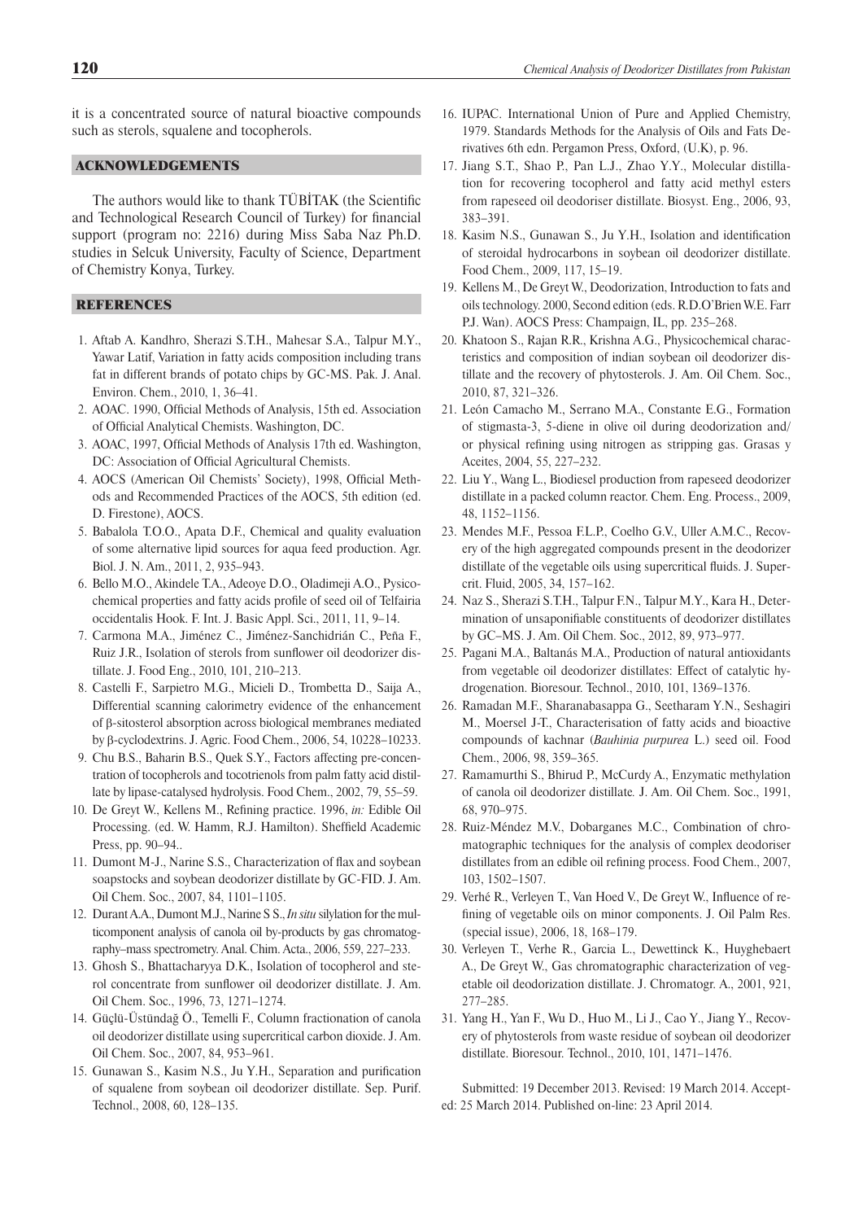it is a concentrated source of natural bioactive compounds such as sterols, squalene and tocopherols.

## ACKNOWLEDGEMENTS

The authors would like to thank TÜBİTAK (the Scientific and Technological Research Council of Turkey) for financial support (program no: 2216) during Miss Saba Naz Ph.D. studies in Selcuk University, Faculty of Science, Department of Chemistry Konya, Turkey.

## REFERENCES

1. Aftab A. Kandhro, Sherazi S.T.H., Mahesar S.A., Talpur M.Y., Yawar Latif, Variation in fatty acids composition including trans fat in different brands of potato chips by GC-MS. Pak. J. Anal. Environ. Chem., 2010, 1, 36–41.
2. AOAC. 1990, Official Methods of Analysis, 15th ed. Association of Official Analytical Chemists. Washington, DC.
3. AOAC, 1997, Official Methods of Analysis 17th ed. Washington, DC: Association of Official Agricultural Chemists.
4. AOCS (American Oil Chemists' Society), 1998, Official Methods and Recommended Practices of the AOCS, 5th edition (ed. D. Firestone), AOCS.
5. Babalola T.O.O., Apata D.F., Chemical and quality evaluation of some alternative lipid sources for aqua feed production. Agr. Biol. J. N. Am., 2011, 2, 935–943.
6. Bello M.O., Akindele T.A., Adeoye D.O., Oladimeji A.O., Pysicochemical properties and fatty acids profile of seed oil of Telfairia occidentalis Hook. F. Int. J. Basic Appl. Sci., 2011, 11, 9–14.
7. Carmona M.A., Jiménez C., Jiménez-Sanchidrián C., Peña F., Ruiz J.R., Isolation of sterols from sunflower oil deodorizer distillate. J. Food Eng., 2010, 101, 210–213.
8. Castelli F., Sarpietro M.G., Micieli D., Trombetta D., Saija A., Differential scanning calorimetry evidence of the enhancement of β-sitosterol absorption across biological membranes mediated by β-cyclodextrins. J. Agric. Food Chem., 2006, 54, 10228–10233.
9. Chu B.S., Baharin B.S., Quek S.Y., Factors affecting pre-concentration of tocopherols and tocotrienols from palm fatty acid distillate by lipase-catalysed hydrolysis. Food Chem., 2002, 79, 55–59.
10. De Greyt W., Kellens M., Refining practice. 1996, *in:* Edible Oil Processing. (ed. W. Hamm, R.J. Hamilton). Sheffield Academic Press, pp. 90–94..
11. Dumont M-J., Narine S.S., Characterization of flax and soybean soapstocks and soybean deodorizer distillate by GC-FID. J. Am. Oil Chem. Soc., 2007, 84, 1101–1105.
12. Durant A.A., Dumont M.J., Narine S S., *In situ* silylation for the multicomponent analysis of canola oil by-products by gas chromatography–mass spectrometry. Anal. Chim. Acta., 2006, 559, 227–233.
13. Ghosh S., Bhattacharyya D.K., Isolation of tocopherol and sterol concentrate from sunflower oil deodorizer distillate. J. Am. Oil Chem. Soc., 1996, 73, 1271–1274.
14. Güçlü-Üstündağ Ö., Temelli F., Column fractionation of canola oil deodorizer distillate using supercritical carbon dioxide. J. Am. Oil Chem. Soc., 2007, 84, 953–961.
15. Gunawan S., Kasim N.S., Ju Y.H., Separation and purification of squalene from soybean oil deodorizer distillate. Sep. Purif. Technol., 2008, 60, 128–135.
16. IUPAC. International Union of Pure and Applied Chemistry, 1979. Standards Methods for the Analysis of Oils and Fats Derivatives 6th edn. Pergamon Press, Oxford, (U.K), p. 96.
17. Jiang S.T., Shao P., Pan L.J., Zhao Y.Y., Molecular distillation for recovering tocopherol and fatty acid methyl esters from rapeseed oil deodoriser distillate. Biosyst. Eng., 2006, 93, 383–391.
18. Kasim N.S., Gunawan S., Ju Y.H., Isolation and identification of steroidal hydrocarbons in soybean oil deodorizer distillate. Food Chem., 2009, 117, 15–19.
19. Kellens M., De Greyt W., Deodorization, Introduction to fats and oils technology. 2000, Second edition (eds. R.D.O'Brien W.E. Farr P.J. Wan). AOCS Press: Champaign, IL, pp. 235–268.
20. Khatoon S., Rajan R.R., Krishna A.G., Physicochemical characteristics and composition of indian soybean oil deodorizer distillate and the recovery of phytosterols. J. Am. Oil Chem. Soc., 2010, 87, 321–326.
21. León Camacho M., Serrano M.A., Constante E.G., Formation of stigmasta-3, 5-diene in olive oil during deodorization and/or physical refining using nitrogen as stripping gas. Grasas y Aceites, 2004, 55, 227–232.
22. Liu Y., Wang L., Biodiesel production from rapeseed deodorizer distillate in a packed column reactor. Chem. Eng. Process., 2009, 48, 1152–1156.
23. Mendes M.F., Pessoa F.L.P., Coelho G.V., Uller A.M.C., Recovery of the high aggregated compounds present in the deodorizer distillate of the vegetable oils using supercritical fluids. J. Supercrit. Fluid, 2005, 34, 157–162.
24. Naz S., Sherazi S.T.H., Talpur F.N., Talpur M.Y., Kara H., Determination of unsaponifiable constituents of deodorizer distillates by GC–MS. J. Am. Oil Chem. Soc., 2012, 89, 973–977.
25. Pagani M.A., Baltanás M.A., Production of natural antioxidants from vegetable oil deodorizer distillates: Effect of catalytic hydrogenation. Bioresour. Technol., 2010, 101, 1369–1376.
26. Ramadan M.F., Sharanabasappa G., Seetharam Y.N., Seshagiri M., Moersel J-T., Characterisation of fatty acids and bioactive compounds of kachnar (*Bauhinia purpurea* L.) seed oil. Food Chem., 2006, 98, 359–365.
27. Ramamurthi S., Bhirud P., McCurdy A., Enzymatic methylation of canola oil deodorizer distillate*.* J. Am. Oil Chem. Soc., 1991, 68, 970–975.
28. Ruiz-Méndez M.V., Dobarganes M.C., Combination of chromatographic techniques for the analysis of complex deodoriser distillates from an edible oil refining process. Food Chem., 2007, 103, 1502–1507.
29. Verhé R., Verleyen T., Van Hoed V., De Greyt W., Influence of refining of vegetable oils on minor components. J. Oil Palm Res. (special issue), 2006, 18, 168–179.
30. Verleyen T., Verhe R., Garcia L., Dewettinck K., Huyghebaert A., De Greyt W., Gas chromatographic characterization of vegetable oil deodorization distillate. J. Chromatogr. A., 2001, 921, 277–285.
31. Yang H., Yan F., Wu D., Huo M., Li J., Cao Y., Jiang Y., Recovery of phytosterols from waste residue of soybean oil deodorizer distillate. Bioresour. Technol., 2010, 101, 1471–1476.

Submitted: 19 December 2013. Revised: 19 March 2014. Accepted: 25 March 2014. Published on-line: 23 April 2014.